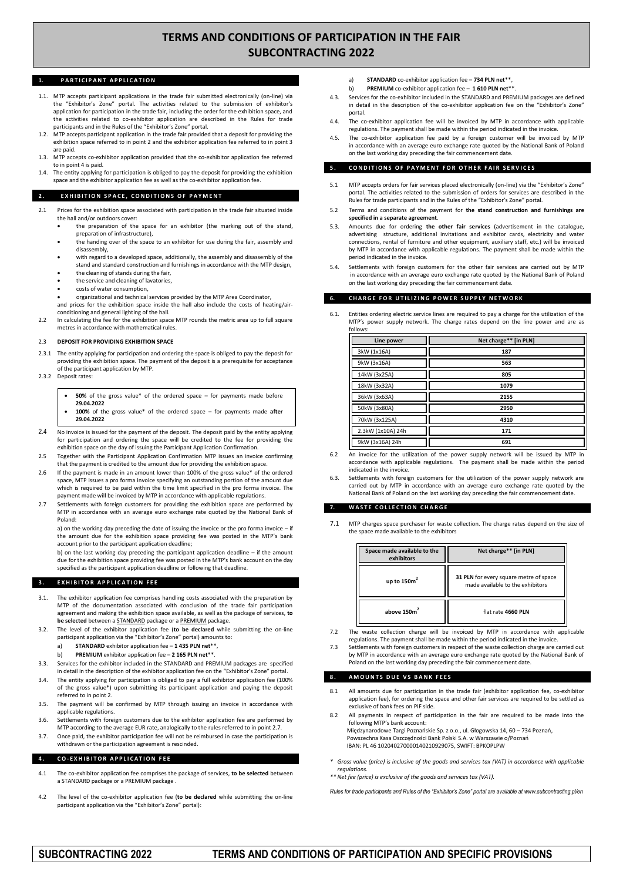# TERMS AND CONDITIONS OF PARTICIPATION IN THE FAIR SUBCONTRACTING 2022

## 1. PARTICIPANT APPLICATION

1.1. MTP accepts participant applications in the trade fair submitted electronically (on-line) via the "Exhibitor's Zone" portal. The activities related to the submission of exhibitor's application for participation in the trade fair, including the order for the exhibition space, and the activities related to co-exhibitor application are described in the Rules for trade participants and in the Rules of the "Exhibitor's Zone" portal.

1.2. MTP accepts participant application in the trade fair provided that a deposit for providing the exhibition space referred to in point 2 and the exhibitor application fee referred to in point 3 are paid.

1.3. MTP accepts co-exhibitor application provided that the co-exhibitor application fee referred to in point 4 is paid.

1.4. The entity applying for participation is obliged to pay the deposit for providing the exhibition space and the exhibitor application fee as well as the co-exhibitor application fee.

## 2. EXHIBITION SPACE, CONDITIONS OF PAYMENT

2.1 Prices for the exhibition space associated with participation in the trade fair situated inside the hall and/or outdoors cover:
- the preparation of the space for an exhibitor (the marking out of the stand, preparation of infrastructure),
- the handing over of the space to an exhibitor for use during the fair, assembly and disassembly,
- with regard to a developed space, additionally, the assembly and disassembly of the stand and standard construction and furnishings in accordance with the MTP design,
- the cleaning of stands during the fair,
- the service and cleaning of lavatories,
- costs of water consumption,
- organizational and technical services provided by the MTP Area Coordinator,

and prices for the exhibition space inside the hall also include the costs of heating/air-conditioning and general lighting of the hall.

2.2 In calculating the fee for the exhibition space MTP rounds the metric area up to full square metres in accordance with mathematical rules.

2.3 **DEPOSIT FOR PROVIDING EXHIBITION SPACE**

2.3.1 The entity applying for participation and ordering the space is obliged to pay the deposit for providing the exhibition space. The payment of the deposit is a prerequisite for acceptance of the participant application by MTP.

2.3.2 Deposit rates:
- **50%** of the gross value* of the ordered space – for payments made before **29.04.2022**
- **100%** of the gross value* of the ordered space – for payments made **after 29.04.2022**

2.4 No invoice is issued for the payment of the deposit. The deposit paid by the entity applying for participation and ordering the space will be credited to the fee for providing the exhibition space on the day of issuing the Participant Application Confirmation.

2.5 Together with the Participant Application Confirmation MTP issues an invoice confirming that the payment is credited to the amount due for providing the exhibition space.

2.6 If the payment is made in an amount lower than 100% of the gross value* of the ordered space, MTP issues a pro forma invoice specifying an outstanding portion of the amount due which is required to be paid within the time limit specified in the pro forma invoice. The payment made will be invoiced by MTP in accordance with applicable regulations.

2.7 Settlements with foreign customers for providing the exhibition space are performed by MTP in accordance with an average euro exchange rate quoted by the National Bank of Poland:

a) on the working day preceding the date of issuing the invoice or the pro forma invoice – if the amount due for the exhibition space providing fee was posted in the MTP's bank account prior to the participant application deadline;

b) on the last working day preceding the participant application deadline – if the amount due for the exhibition space providing fee was posted in the MTP's bank account on the day specified as the participant application deadline or following that deadline.

## 3. EXHIBITOR APPLICATION FEE

3.1. The exhibitor application fee comprises handling costs associated with the preparation by MTP of the documentation associated with conclusion of the trade fair participation agreement and making the exhibition space available, as well as the package of services, **to be selected** between a STANDARD package or a PREMIUM package.

3.2. The level of the exhibitor application fee (**to be declared** while submitting the on-line participant application via the "Exhibitor's Zone" portal) amounts to:

a) **STANDARD** exhibitor application fee – **1 435 PLN net****,

b) **PREMIUM** exhibitor application fee – **2 165 PLN net****.

3.3. Services for the exhibitor included in the STANDARD and PREMIUM packages are specified in detail in the description of the exhibitor application fee on the "Exhibitor's Zone" portal.

3.4. The entity applying for participation is obliged to pay a full exhibitor application fee (100% of the gross value*) upon submitting its participant application and paying the deposit referred to in point 2.

3.5. The payment will be confirmed by MTP through issuing an invoice in accordance with applicable regulations.

3.6. Settlements with foreign customers due to the exhibitor application fee are performed by MTP according to the average EUR rate, analogically to the rules referred to in point 2.7.

3.7. Once paid, the exhibitor participation fee will not be reimbursed in case the participation is withdrawn or the participation agreement is rescinded.

## 4. CO-EXHIBITOR APPLICATION FEE

4.1 The co-exhibitor application fee comprises the package of services, **to be selected** between a STANDARD package or a PREMIUM package .

4.2 The level of the co-exhibitor application fee (**to be declared** while submitting the on-line participant application via the "Exhibitor's Zone" portal):

a) **STANDARD** co-exhibitor application fee – **734 PLN net****,

b) **PREMIUM** co-exhibitor application fee – **1 610 PLN net****.

4.3. Services for the co-exhibitor included in the STANDARD and PREMIUM packages are defined in detail in the description of the co-exhibitor application fee on the "Exhibitor's Zone" portal.

4.4. The co-exhibitor application fee will be invoiced by MTP in accordance with applicable regulations. The payment shall be made within the period indicated in the invoice.

4.5. The co-exhibitor application fee paid by a foreign customer will be invoiced by MTP in accordance with an average euro exchange rate quoted by the National Bank of Poland on the last working day preceding the fair commencement date.

## 5. CONDITIONS OF PAYMENT FOR OTHER FAIR SERVICES

5.1 MTP accepts orders for fair services placed electronically (on-line) via the "Exhibitor's Zone" portal. The activities related to the submission of orders for services are described in the Rules for trade participants and in the Rules of the "Exhibitor's Zone" portal.

5.2 Terms and conditions of the payment for **the stand construction and furnishings are specified in a separate agreement**.

5.3. Amounts due for ordering **the other fair services** (advertisement in the catalogue, advertising structure, additional invitations and exhibitor cards, electricity and water connections, rental of furniture and other equipment, auxiliary staff, etc.) will be invoiced by MTP in accordance with applicable regulations. The payment shall be made within the period indicated in the invoice.

5.4. Settlements with foreign customers for the other fair services are carried out by MTP in accordance with an average euro exchange rate quoted by the National Bank of Poland on the last working day preceding the fair commencement date.

## 6. CHARGE FOR UTILIZING POWER SUPPLY NETWORK

6.1. Entities ordering electric service lines are required to pay a charge for the utilization of the MTP's power supply network. The charge rates depend on the line power and are as follows:

| Line power | Net charge** [in PLN] |
|---|---|
| 3kW (1x16A) | 187 |
| 9kW (3x16A) | 563 |
| 14kW (3x25A) | 805 |
| 18kW (3x32A) | 1079 |
| 36kW (3x63A) | 2155 |
| 50kW (3x80A) | 2950 |
| 70kW (3x125A) | 4310 |
| 2.3kW (1x10A) 24h | 171 |
| 9kW (3x16A) 24h | 691 |

6.2 An invoice for the utilization of the power supply network will be issued by MTP in accordance with applicable regulations. The payment shall be made within the period indicated in the invoice.

6.3. Settlements with foreign customers for the utilization of the power supply network are carried out by MTP in accordance with an average euro exchange rate quoted by the National Bank of Poland on the last working day preceding the fair commencement date.

## 7. WASTE COLLECTION CHARGE

7.1 MTP charges space purchaser for waste collection. The charge rates depend on the size of the space made available to the exhibitors

| Space made available to the exhibitors | Net charge** [in PLN] |
|---|---|
| up to 150m² | **31 PLN** for every square metre of space made available to the exhibitors |
| above 150m² | flat rate **4660 PLN** |

7.2 The waste collection charge will be invoiced by MTP in accordance with applicable regulations. The payment shall be made within the period indicated in the invoice.

7.3 Settlements with foreign customers in respect of the waste collection charge are carried out by MTP in accordance with an average euro exchange rate quoted by the National Bank of Poland on the last working day preceding the fair commencement date.

## 8. AMOUNTS DUE VS BANK FEES

8.1 All amounts due for participation in the trade fair (exhibitor application fee, co-exhibitor application fee), for ordering the space and other fair services are required to be settled as exclusive of bank fees on PIF side.

8.2 All payments in respect of participation in the fair are required to be made into the following MTP's bank account:
Międzynarodowe Targi Poznańskie Sp. z o.o., ul. Głogowska 14, 60 – 734 Poznań,
Powszechna Kasa Oszczędności Bank Polski S.A. w Warszawie o/Poznań
IBAN: PL 46 102040270000140210929075, SWIFT: BPKOPLPW

*\* Gross value (price) is inclusive of the goods and services tax (VAT) in accordance with applicable regulations.*

*\*\* Net fee (price) is exclusive of the goods and services tax (VAT).*

*Rules for trade participants and Rules of the "Exhibitor's Zone" portal are available at www.subcontracting.pl/en*

**SUBCONTRACTING 2022 TERMS AND CONDITIONS OF PARTICIPATION AND SPECIFIC PROVISIONS**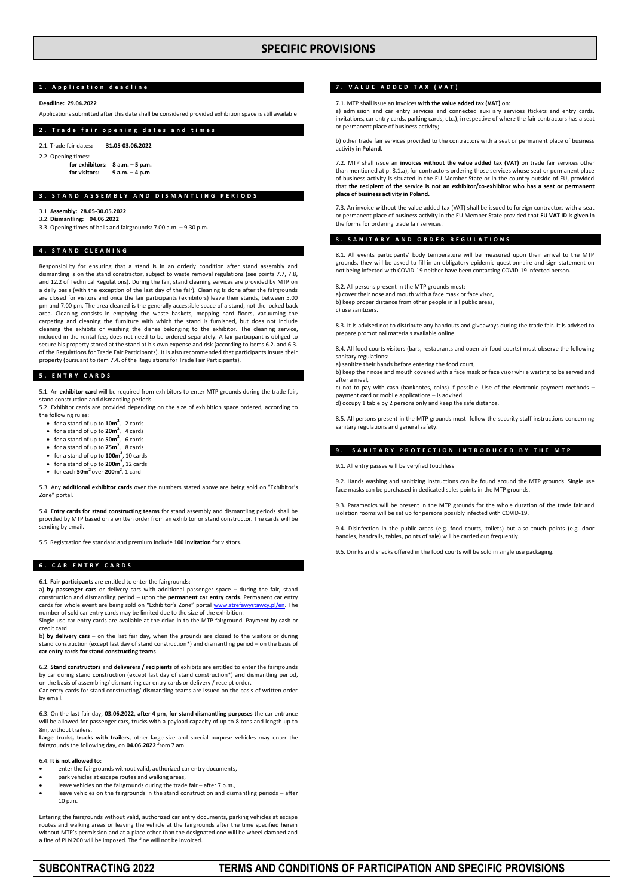# SPECIFIC PROVISIONS

## 1. Application deadline

**Deadline: 29.04.2022**

Applications submitted after this date shall be considered provided exhibition space is still available

## 2. Trade fair opening dates and times

2.1. Trade fair dates**: 31.05-03.06.2022**

2.2. Opening times:

- **for exhibitors: 8 a.m. – 5 p.m.**
- **for visitors: 9 a.m. – 4 p.m**

## 3. Stand assembly and dismantling periods

3.1. **Assembly: 28.05-30.05.2022**

3.2. **Dismantling: 04.06.2022**

3.3. Opening times of halls and fairgrounds: 7.00 a.m. – 9.30 p.m.

## 4. Stand cleaning

Responsibility for ensuring that a stand is in an orderly condition after stand assembly and dismantling is on the stand constractor, subject to waste removal regulations (see points 7.7, 7.8, and 12.2 of Technical Regulations). During the fair, stand cleaning services are provided by MTP on a daily basis (with the exception of the last day of the fair). Cleaning is done after the fairgrounds are closed for visitors and once the fair participants (exhibitors) leave their stands, between 5.00 pm and 7.00 pm. The area cleaned is the generally accessible space of a stand, not the locked back area. Cleaning consists in emptying the waste baskets, mopping hard floors, vacuuming the carpeting and cleaning the furniture with which the stand is furnished, but does not include cleaning the exhibits or washing the dishes belonging to the exhibitor. The cleaning service, included in the rental fee, does not need to be ordered separately. A fair participant is obliged to secure his property stored at the stand at his own expense and risk (according to items 6.2. and 6.3. of the Regulations for Trade Fair Participants). It is also recommended that participants insure their property (pursuant to item 7.4. of the Regulations for Trade Fair Participants).

## 5. Entry cards

5.1. An **exhibitor card** will be required from exhibitors to enter MTP grounds during the trade fair, stand construction and dismantling periods.

5.2. Exhibitor cards are provided depending on the size of exhibition space ordered, according to the following rules:

- for a stand of up to **10m²**, 2 cards
- for a stand of up to **20m²**, 4 cards
- for a stand of up to **50m²**, 6 cards
- for a stand of up to **75m²**, 8 cards
- for a stand of up to **100m²**, 10 cards
- for a stand of up to **200m²**, 12 cards
- for each **50m²** over **200m²**, 1 card

5.3. Any **additional exhibitor cards** over the numbers stated above are being sold on "Exhibitor's Zone" portal.

5.4. **Entry cards for stand constructing teams** for stand assembly and dismantling periods shall be provided by MTP based on a written order from an exhibitor or stand constructor. The cards will be sending by email.

5.5. Registration fee standard and premium include **100 invitation** for visitors.

## 6. Car entry cards

6.1. **Fair participants** are entitled to enter the fairgrounds:

a) **by passenger cars** or delivery cars with additional passenger space – during the fair, stand construction and dismantling period – upon the **permanent car entry cards**. Permanent car entry cards for whole event are being sold on "Exhibitor's Zone" portal www.strefawystawcy.pl/en. The number of sold car entry cards may be limited due to the size of the exhibition.

Single-use car entry cards are available at the drive-in to the MTP fairground. Payment by cash or credit card.

b) **by delivery cars** – on the last fair day, when the grounds are closed to the visitors or during stand construction (except last day of stand construction*) and dismantling period – on the basis of **car entry cards for stand constructing teams**.

6.2. **Stand constructors** and **deliverers / recipients** of exhibits are entitled to enter the fairgrounds by car during stand construction (except last day of stand construction*) and dismantling period, on the basis of assembling/ dismantling car entry cards or delivery / receipt order.

Car entry cards for stand constructing/ dismantling teams are issued on the basis of written order by email.

6.3. On the last fair day, **03.06.2022**, **after 4 pm**, **for stand dismantling purposes** the car entrance will be allowed for passenger cars, trucks with a payload capacity of up to 8 tons and length up to 8m, without trailers.

**Large trucks, trucks with trailers**, other large-size and special purpose vehicles may enter the fairgrounds the following day, on **04.06.2022** from 7 am.

6.4. **It is not allowed to:**

- enter the fairgrounds without valid, authorized car entry documents,
- park vehicles at escape routes and walking areas,
- leave vehicles on the fairgrounds during the trade fair – after 7 p.m.,
- leave vehicles on the fairgrounds in the stand construction and dismantling periods – after 10 p.m.

Entering the fairgrounds without valid, authorized car entry documents, parking vehicles at escape routes and walking areas or leaving the vehicle at the fairgrounds after the time specified herein without MTP's permission and at a place other than the designated one will be wheel clamped and a fine of PLN 200 will be imposed. The fine will not be invoiced.

## 7. Value added tax (VAT)

7.1. MTP shall issue an invoices **with the value added tax (VAT)** on:

a) admission and car entry services and connected auxiliary services (tickets and entry cards, invitations, car entry cards, parking cards, etc.), irrespective of where the fair contractors has a seat or permanent place of business activity;

b) other trade fair services provided to the contractors with a seat or permanent place of business activity **in Poland**.

7.2. MTP shall issue an **invoices without the value added tax (VAT)** on trade fair services other than mentioned at p. 8.1.a), for contractors ordering those services whose seat or permanent place of business activity is situated in the EU Member State or in the country outside of EU, provided that **the recipient of the service is not an exhibitor/co-exhibitor who has a seat or permanent place of business activity in Poland.**

7.3. An invoice without the value added tax (VAT) shall be issued to foreign contractors with a seat or permanent place of business activity in the EU Member State provided that **EU VAT ID is given** in the forms for ordering trade fair services.

## 8. Sanitary and order regulations

8.1. All events participants' body temperature will be measured upon their arrival to the MTP grounds, they will be asked to fill in an obligatory epidemic questionnaire and sign statement on not being infected with COVID-19 neither have been contacting COVID-19 infected person.

8.2. All persons present in the MTP grounds must:

a) cover their nose and mouth with a face mask or face visor,

b) keep proper distance from other people in all public areas,

c) use sanitizers.

8.3. It is advised not to distribute any handouts and giveaways during the trade fair. It is advised to prepare promotinal materials available online.

8.4. All food courts visitors (bars, restaurants and open-air food courts) must observe the following sanitary regulations:

a) sanitize their hands before entering the food court,

b) keep their nose and mouth covered with a face mask or face visor while waiting to be served and after a meal,

c) not to pay with cash (banknotes, coins) if possible. Use of the electronic payment methods – payment card or mobile applications – is advised.

d) occupy 1 table by 2 persons only and keep the safe distance.

8.5. All persons present in the MTP grounds must follow the security staff instructions concerning sanitary regulations and general safety.

## 9. Sanitary protection introduced by the MTP

9.1. All entry passes will be veryfied touchless

9.2. Hands washing and sanitizing instructions can be found around the MTP grounds. Single use face masks can be purchased in dedicated sales points in the MTP grounds.

9.3. Paramedics will be present in the MTP grounds for the whole duration of the trade fair and isolation rooms will be set up for persons possibly infected with COVID-19.

9.4. Disinfection in the public areas (e.g. food courts, toilets) but also touch points (e.g. door handles, handrails, tables, points of sale) will be carried out frequently.

9.5. Drinks and snacks offered in the food courts will be sold in single use packaging.